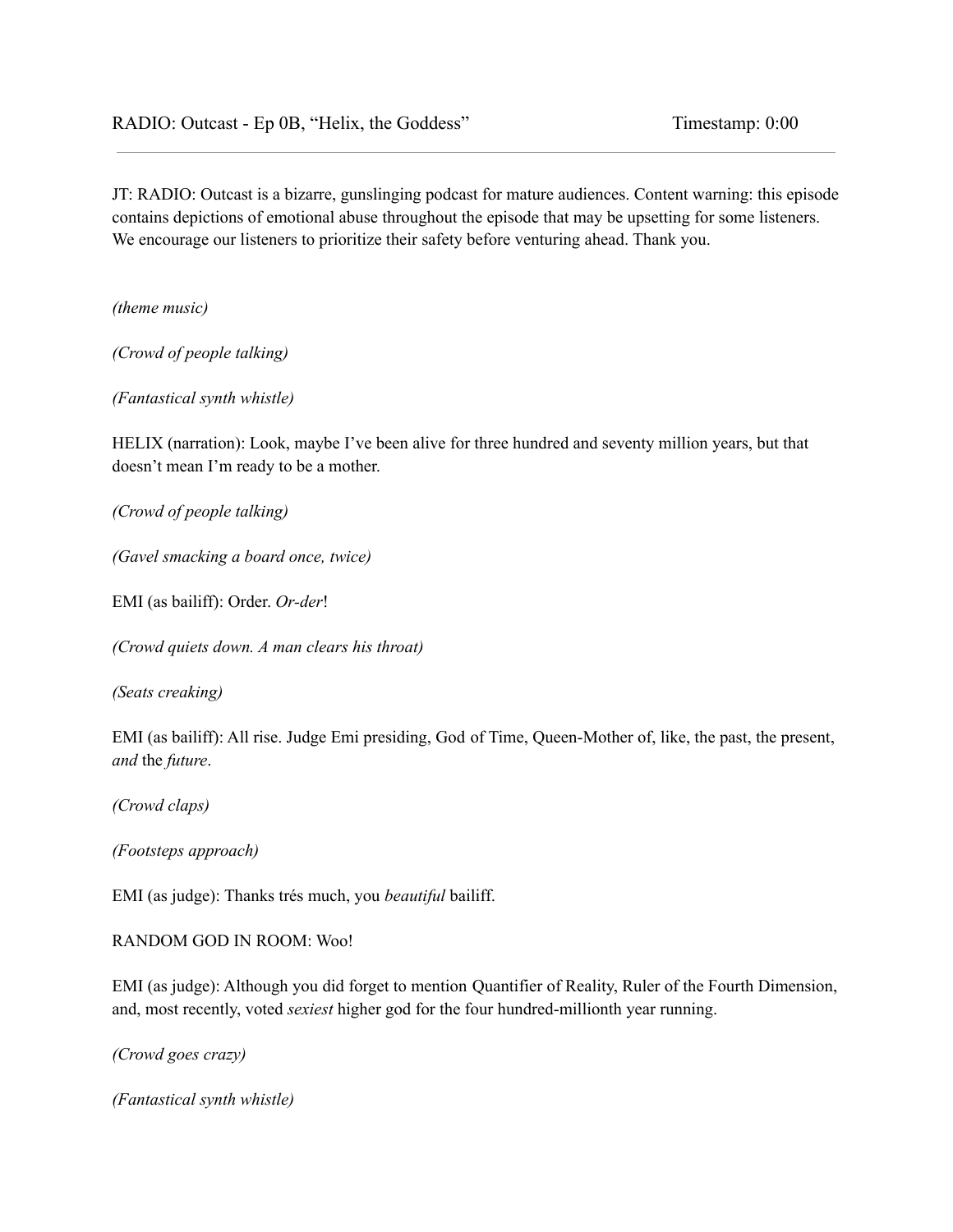RADIO: Outcast - Ep 0B, "Helix, the Goddess" Timestamp: 0:00

---

JT: RADIO: Outcast is a bizarre, gunslinging podcast for mature audiences. Content warning: this episode contains depictions of emotional abuse throughout the episode that may be upsetting for some listeners. We encourage our listeners to prioritize their safety before venturing ahead. Thank you.

*(theme music)*

*(Crowd of people talking)*

*(Fantastical synth whistle)*

HELIX (narration): Look, maybe I've been alive for three hundred and seventy million years, but that doesn't mean I'm ready to be a mother.

*(Crowd of people talking)*

*(Gavel smacking a board once, twice)*

EMI (as bailiff): Order. *Or-der*!

*(Crowd quiets down. A man clears his throat)*

*(Seats creaking)*

EMI (as bailiff): All rise. Judge Emi presiding, God of Time, Queen-Mother of, like, the past, the present, *and* the *future*.

*(Crowd claps)*

*(Footsteps approach)*

EMI (as judge): Thanks trés much, you *beautiful* bailiff.

RANDOM GOD IN ROOM: Woo!

EMI (as judge): Although you did forget to mention Quantifier of Reality, Ruler of the Fourth Dimension, and, most recently, voted *sexiest* higher god for the four hundred-millionth year running.

*(Crowd goes crazy)*

*(Fantastical synth whistle)*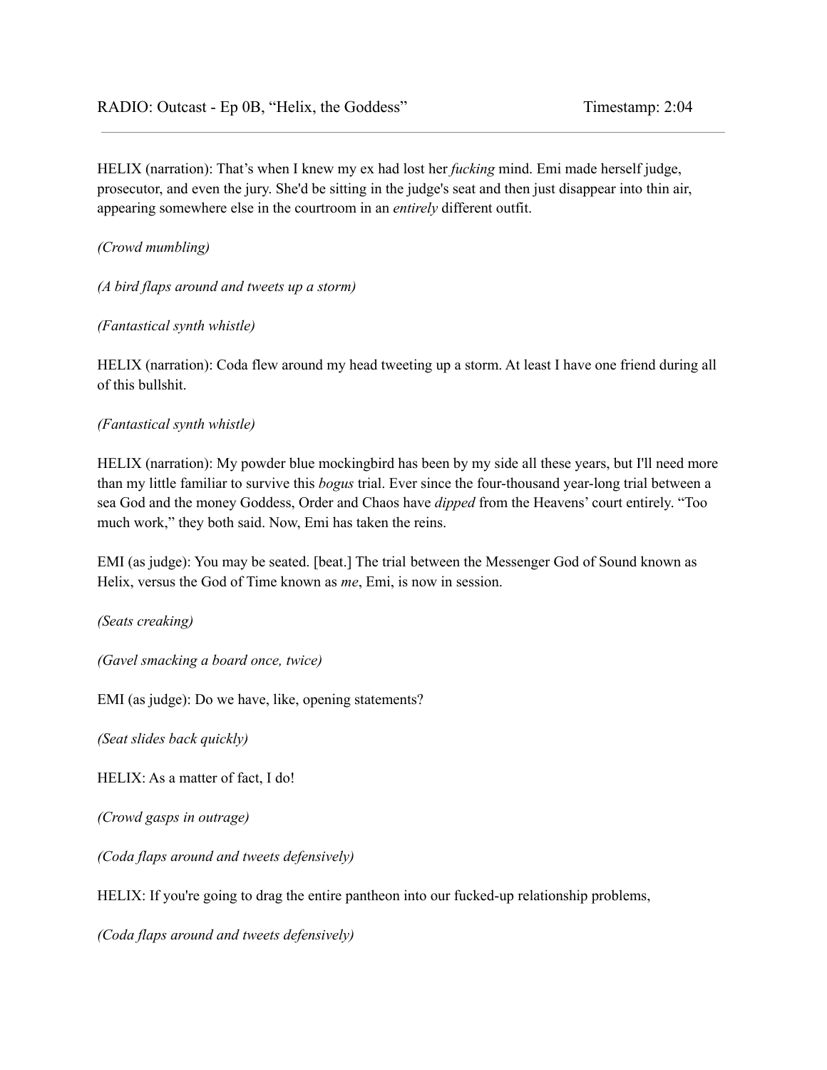HELIX (narration): That's when I knew my ex had lost her *fucking* mind. Emi made herself judge, prosecutor, and even the jury. She'd be sitting in the judge's seat and then just disappear into thin air, appearing somewhere else in the courtroom in an *entirely* different outfit.

*(Crowd mumbling)*

*(A bird flaps around and tweets up a storm)*

*(Fantastical synth whistle)*

HELIX (narration): Coda flew around my head tweeting up a storm. At least I have one friend during all of this bullshit.

*(Fantastical synth whistle)*

HELIX (narration): My powder blue mockingbird has been by my side all these years, but I'll need more than my little familiar to survive this *bogus* trial. Ever since the four-thousand year-long trial between a sea God and the money Goddess, Order and Chaos have *dipped* from the Heavens' court entirely. "Too much work," they both said. Now, Emi has taken the reins.

EMI (as judge): You may be seated. [beat.] The trial between the Messenger God of Sound known as Helix, versus the God of Time known as *me*, Emi, is now in session.

*(Seats creaking)*

*(Gavel smacking a board once, twice)*

EMI (as judge): Do we have, like, opening statements?

*(Seat slides back quickly)*

HELIX: As a matter of fact, I do!

*(Crowd gasps in outrage)*

*(Coda flaps around and tweets defensively)*

HELIX: If you're going to drag the entire pantheon into our fucked-up relationship problems,

*(Coda flaps around and tweets defensively)*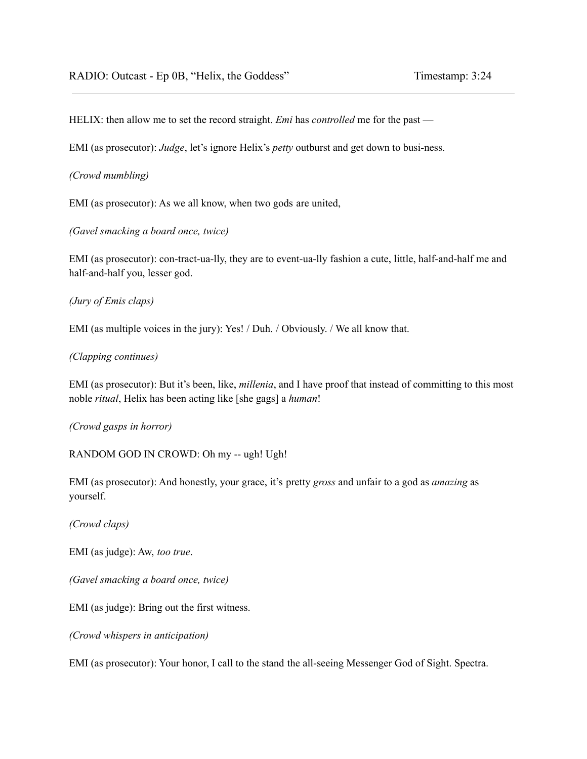HELIX: then allow me to set the record straight. *Emi* has *controlled* me for the past —

EMI (as prosecutor): *Judge*, let's ignore Helix's *petty* outburst and get down to busi-ness.

*(Crowd mumbling)*

EMI (as prosecutor): As we all know, when two gods are united,

*(Gavel smacking a board once, twice)*

EMI (as prosecutor): con-tract-ua-lly, they are to event-ua-lly fashion a cute, little, half-and-half me and half-and-half you, lesser god.

*(Jury of Emis claps)*

EMI (as multiple voices in the jury): Yes! / Duh. / Obviously. / We all know that.

*(Clapping continues)*

EMI (as prosecutor): But it's been, like, *millenia*, and I have proof that instead of committing to this most noble *ritual*, Helix has been acting like [she gags] a *human*!

*(Crowd gasps in horror)*

RANDOM GOD IN CROWD: Oh my -- ugh! Ugh!

EMI (as prosecutor): And honestly, your grace, it's pretty *gross* and unfair to a god as *amazing* as yourself.

*(Crowd claps)*

EMI (as judge): Aw, *too true*.

*(Gavel smacking a board once, twice)*

EMI (as judge): Bring out the first witness.

*(Crowd whispers in anticipation)*

EMI (as prosecutor): Your honor, I call to the stand the all-seeing Messenger God of Sight. Spectra.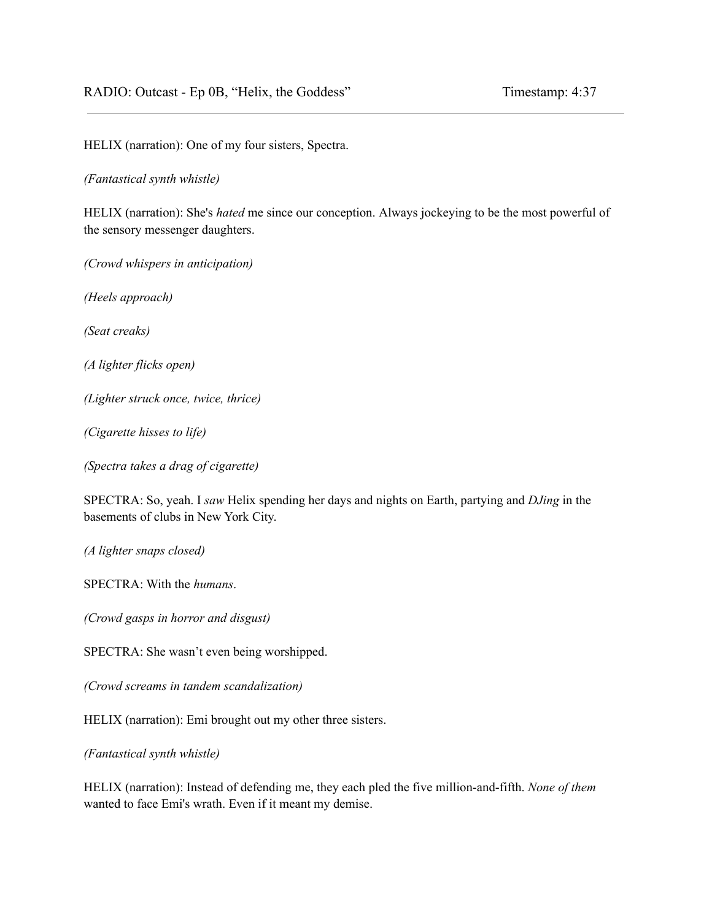HELIX (narration): One of my four sisters, Spectra.

*(Fantastical synth whistle)*

HELIX (narration): She's *hated* me since our conception. Always jockeying to be the most powerful of the sensory messenger daughters.

*(Crowd whispers in anticipation)*

*(Heels approach)*

*(Seat creaks)*

*(A lighter flicks open)*

*(Lighter struck once, twice, thrice)*

*(Cigarette hisses to life)*

*(Spectra takes a drag of cigarette)*

SPECTRA: So, yeah. I *saw* Helix spending her days and nights on Earth, partying and *DJing* in the basements of clubs in New York City.

*(A lighter snaps closed)*

SPECTRA: With the *humans*.

*(Crowd gasps in horror and disgust)*

SPECTRA: She wasn't even being worshipped.

*(Crowd screams in tandem scandalization)*

HELIX (narration): Emi brought out my other three sisters.

*(Fantastical synth whistle)*

HELIX (narration): Instead of defending me, they each pled the five million-and-fifth. *None of them* wanted to face Emi's wrath. Even if it meant my demise.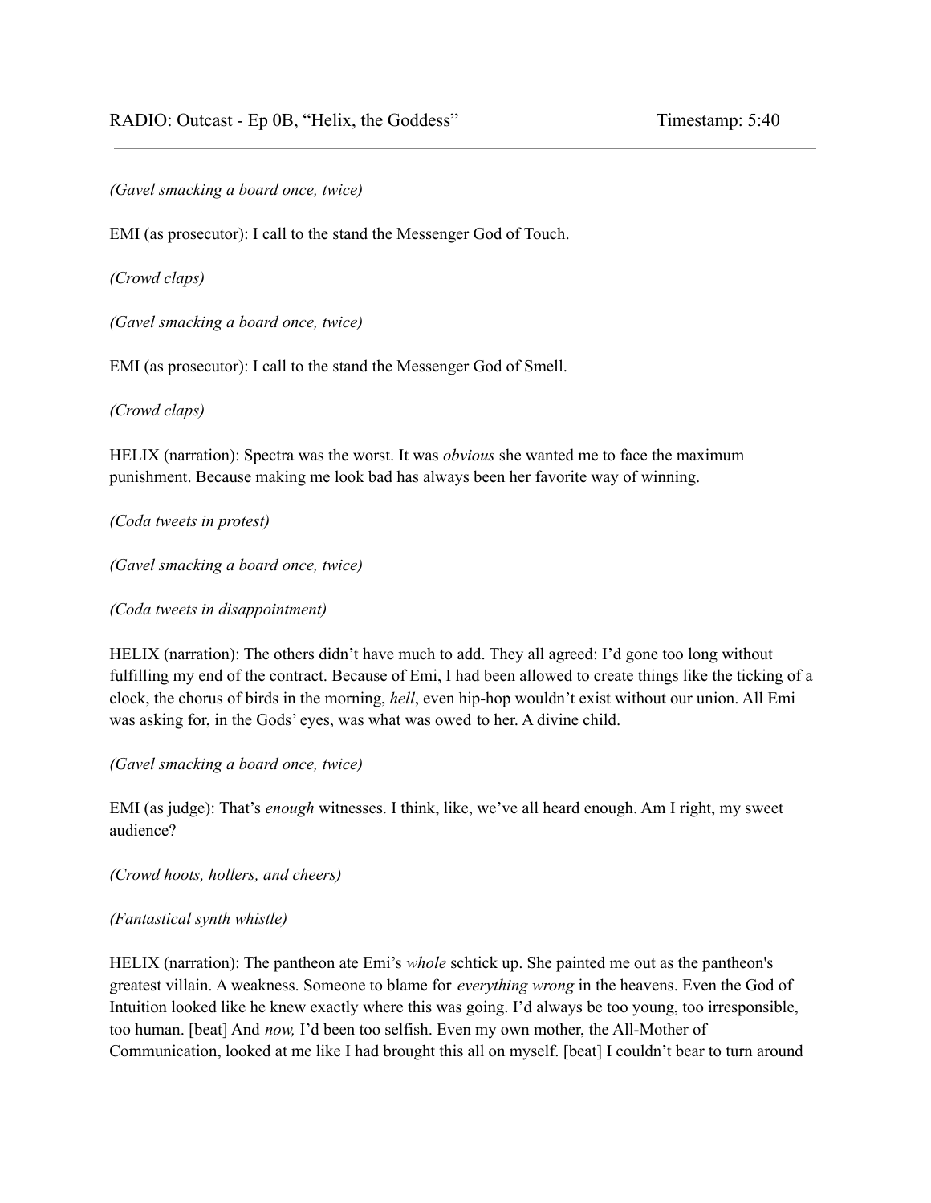*(Gavel smacking a board once, twice)*

EMI (as prosecutor): I call to the stand the Messenger God of Touch.

*(Crowd claps)*

*(Gavel smacking a board once, twice)*

EMI (as prosecutor): I call to the stand the Messenger God of Smell.

*(Crowd claps)*

HELIX (narration): Spectra was the worst. It was *obvious* she wanted me to face the maximum punishment. Because making me look bad has always been her favorite way of winning.

*(Coda tweets in protest)*

*(Gavel smacking a board once, twice)*

*(Coda tweets in disappointment)*

HELIX (narration): The others didn't have much to add. They all agreed: I'd gone too long without fulfilling my end of the contract. Because of Emi, I had been allowed to create things like the ticking of a clock, the chorus of birds in the morning, *hell*, even hip-hop wouldn't exist without our union. All Emi was asking for, in the Gods' eyes, was what was owed to her. A divine child.

*(Gavel smacking a board once, twice)*

EMI (as judge): That's *enough* witnesses. I think, like, we've all heard enough. Am I right, my sweet audience?

*(Crowd hoots, hollers, and cheers)*

*(Fantastical synth whistle)*

HELIX (narration): The pantheon ate Emi's *whole* schtick up. She painted me out as the pantheon's greatest villain. A weakness. Someone to blame for *everything wrong* in the heavens. Even the God of Intuition looked like he knew exactly where this was going. I'd always be too young, too irresponsible, too human. [beat] And *now,* I'd been too selfish. Even my own mother, the All-Mother of Communication, looked at me like I had brought this all on myself. [beat] I couldn't bear to turn around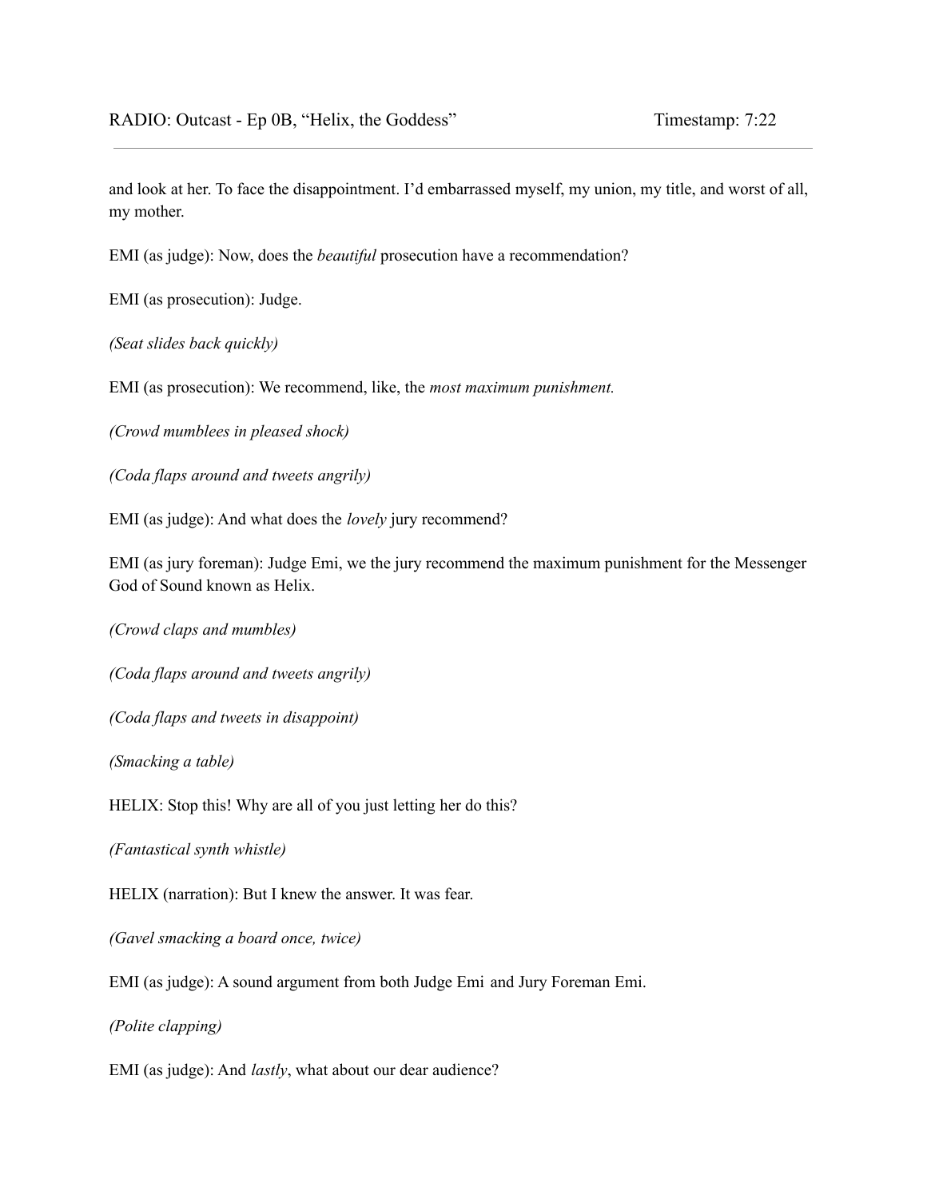and look at her. To face the disappointment. I'd embarrassed myself, my union, my title, and worst of all, my mother.

EMI (as judge): Now, does the *beautiful* prosecution have a recommendation?

EMI (as prosecution): Judge.

*(Seat slides back quickly)*

EMI (as prosecution): We recommend, like, the *most maximum punishment.*

*(Crowd mumblees in pleased shock)*

*(Coda flaps around and tweets angrily)*

EMI (as judge): And what does the *lovely* jury recommend?

EMI (as jury foreman): Judge Emi, we the jury recommend the maximum punishment for the Messenger God of Sound known as Helix.

*(Crowd claps and mumbles)*

*(Coda flaps around and tweets angrily)*

*(Coda flaps and tweets in disappoint)*

*(Smacking a table)*

HELIX: Stop this! Why are all of you just letting her do this?

*(Fantastical synth whistle)*

HELIX (narration): But I knew the answer. It was fear.

*(Gavel smacking a board once, twice)*

EMI (as judge): A sound argument from both Judge Emi and Jury Foreman Emi.

*(Polite clapping)*

EMI (as judge): And *lastly*, what about our dear audience?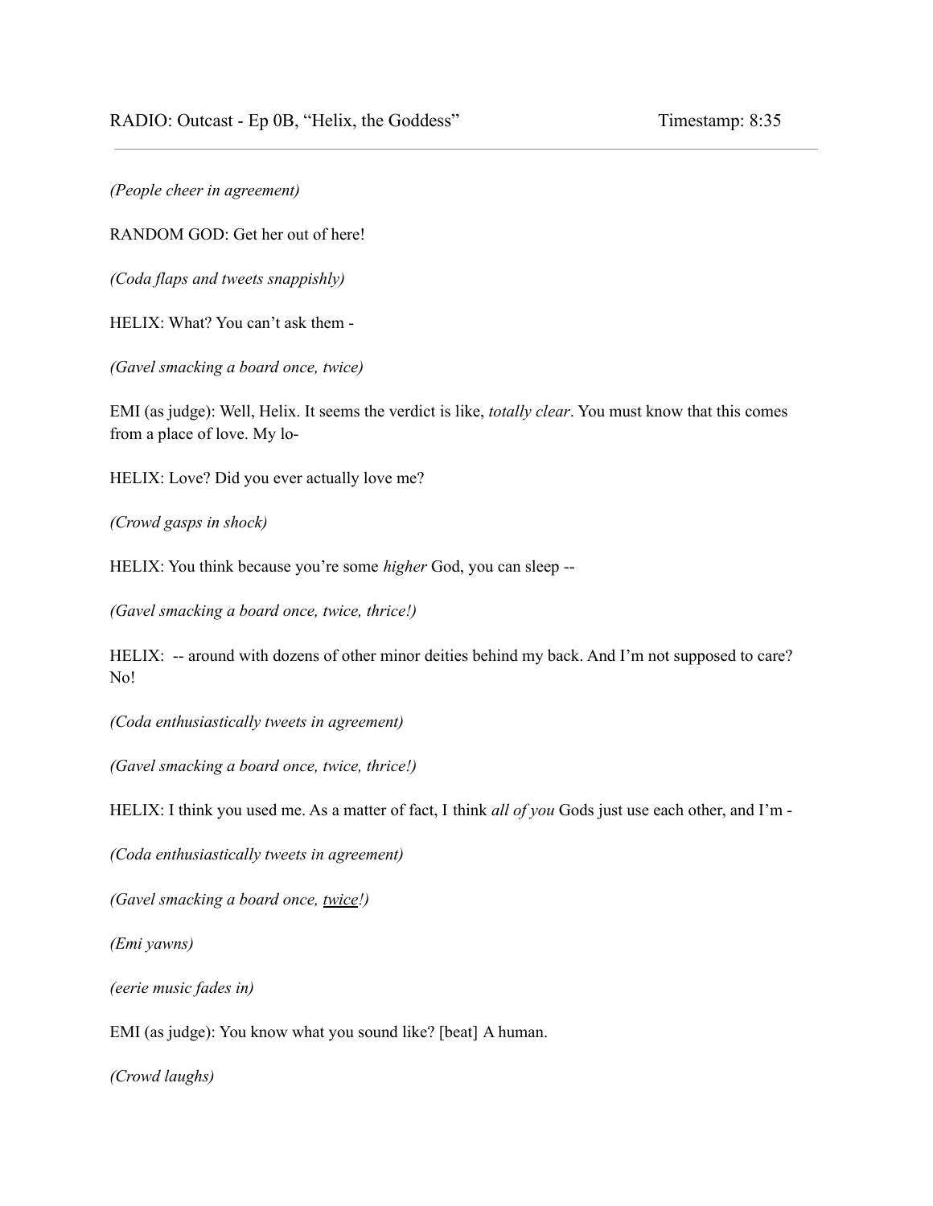*(People cheer in agreement)*

RANDOM GOD: Get her out of here!

*(Coda flaps and tweets snappishly)*

HELIX: What? You can't ask them -

*(Gavel smacking a board once, twice)*

EMI (as judge): Well, Helix. It seems the verdict is like, *totally clear*. You must know that this comes from a place of love. My lo-

HELIX: Love? Did you ever actually love me?

*(Crowd gasps in shock)*

HELIX: You think because you're some *higher* God, you can sleep --

*(Gavel smacking a board once, twice, thrice!)*

HELIX: -- around with dozens of other minor deities behind my back. And I'm not supposed to care? No!

*(Coda enthusiastically tweets in agreement)*

*(Gavel smacking a board once, twice, thrice!)*

HELIX: I think you used me. As a matter of fact, I think *all of you* Gods just use each other, and I'm -

*(Coda enthusiastically tweets in agreement)*

*(Gavel smacking a board once, <u>twice</u>!)*

*(Emi yawns)*

*(eerie music fades in)*

EMI (as judge): You know what you sound like? [beat] A human.

*(Crowd laughs)*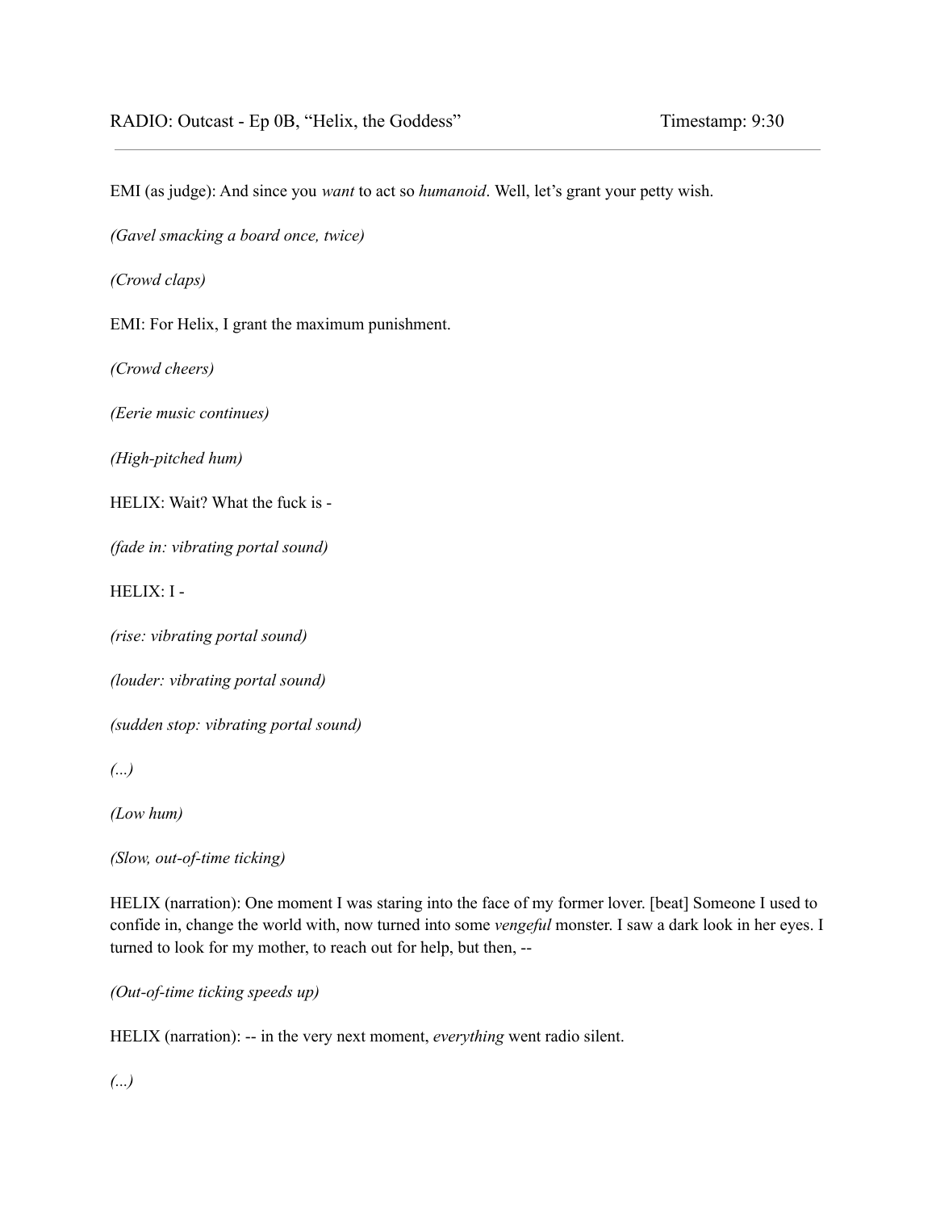RADIO: Outcast - Ep 0B, "Helix, the Goddess" Timestamp: 9:30

---

EMI (as judge): And since you *want* to act so *humanoid*. Well, let's grant your petty wish.

*(Gavel smacking a board once, twice)*

*(Crowd claps)*

EMI: For Helix, I grant the maximum punishment.

*(Crowd cheers)*

*(Eerie music continues)*

*(High-pitched hum)*

HELIX: Wait? What the fuck is -

*(fade in: vibrating portal sound)*

HELIX: I -

*(rise: vibrating portal sound)*

*(louder: vibrating portal sound)*

*(sudden stop: vibrating portal sound)*

*(...)*

*(Low hum)*

*(Slow, out-of-time ticking)*

HELIX (narration): One moment I was staring into the face of my former lover. [beat] Someone I used to confide in, change the world with, now turned into some *vengeful* monster. I saw a dark look in her eyes. I turned to look for my mother, to reach out for help, but then, --

*(Out-of-time ticking speeds up)*

HELIX (narration): -- in the very next moment, *everything* went radio silent.

*(...)*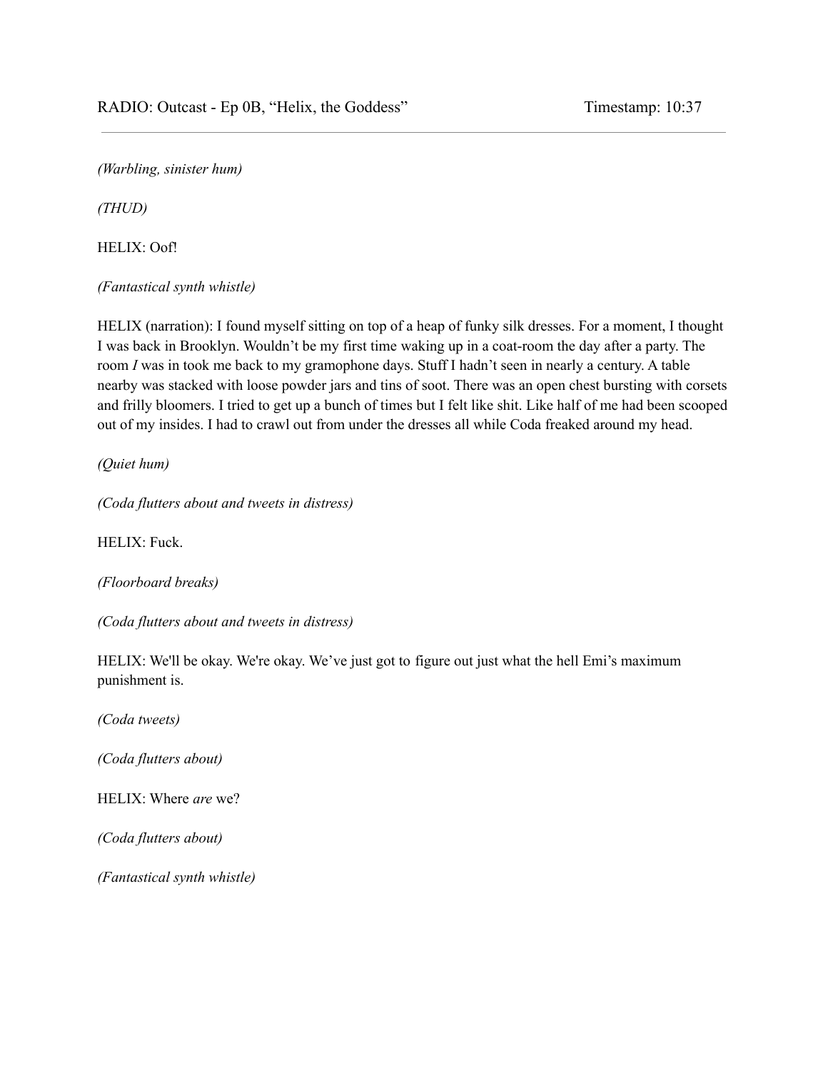*(Warbling, sinister hum)*

*(THUD)*

HELIX: Oof!

*(Fantastical synth whistle)*

HELIX (narration): I found myself sitting on top of a heap of funky silk dresses. For a moment, I thought I was back in Brooklyn. Wouldn't be my first time waking up in a coat-room the day after a party. The room *I* was in took me back to my gramophone days. Stuff I hadn't seen in nearly a century. A table nearby was stacked with loose powder jars and tins of soot. There was an open chest bursting with corsets and frilly bloomers. I tried to get up a bunch of times but I felt like shit. Like half of me had been scooped out of my insides. I had to crawl out from under the dresses all while Coda freaked around my head.

*(Quiet hum)*

*(Coda flutters about and tweets in distress)*

HELIX: Fuck.

*(Floorboard breaks)*

*(Coda flutters about and tweets in distress)*

HELIX: We'll be okay. We're okay. We've just got to figure out just what the hell Emi's maximum punishment is.

*(Coda tweets)*

*(Coda flutters about)*

HELIX: Where *are* we?

*(Coda flutters about)*

*(Fantastical synth whistle)*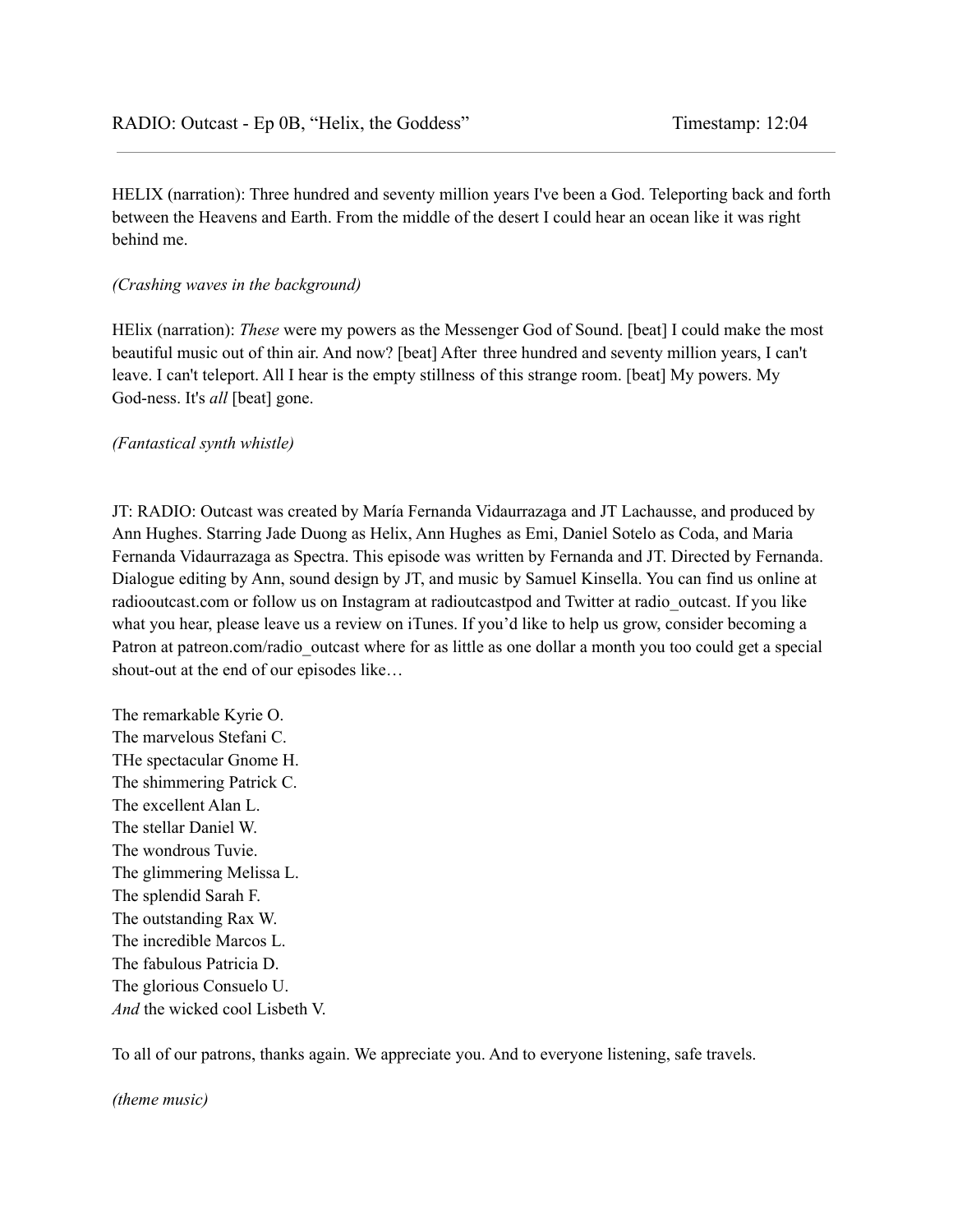HELIX (narration): Three hundred and seventy million years I've been a God. Teleporting back and forth between the Heavens and Earth. From the middle of the desert I could hear an ocean like it was right behind me.

*(Crashing waves in the background)*

HElix (narration): *These* were my powers as the Messenger God of Sound. [beat] I could make the most beautiful music out of thin air. And now? [beat] After three hundred and seventy million years, I can't leave. I can't teleport. All I hear is the empty stillness of this strange room. [beat] My powers. My God-ness. It's *all* [beat] gone.

*(Fantastical synth whistle)*

JT: RADIO: Outcast was created by María Fernanda Vidaurrazaga and JT Lachausse, and produced by Ann Hughes. Starring Jade Duong as Helix, Ann Hughes as Emi, Daniel Sotelo as Coda, and Maria Fernanda Vidaurrazaga as Spectra. This episode was written by Fernanda and JT. Directed by Fernanda. Dialogue editing by Ann, sound design by JT, and music by Samuel Kinsella. You can find us online at radiooutcast.com or follow us on Instagram at radioutcastpod and Twitter at radio_outcast. If you like what you hear, please leave us a review on iTunes. If you'd like to help us grow, consider becoming a Patron at patreon.com/radio_outcast where for as little as one dollar a month you too could get a special shout-out at the end of our episodes like…

The remarkable Kyrie O.
The marvelous Stefani C.
THe spectacular Gnome H.
The shimmering Patrick C.
The excellent Alan L.
The stellar Daniel W.
The wondrous Tuvie.
The glimmering Melissa L.
The splendid Sarah F.
The outstanding Rax W.
The incredible Marcos L.
The fabulous Patricia D.
The glorious Consuelo U.
*And* the wicked cool Lisbeth V.

To all of our patrons, thanks again. We appreciate you. And to everyone listening, safe travels.

*(theme music)*